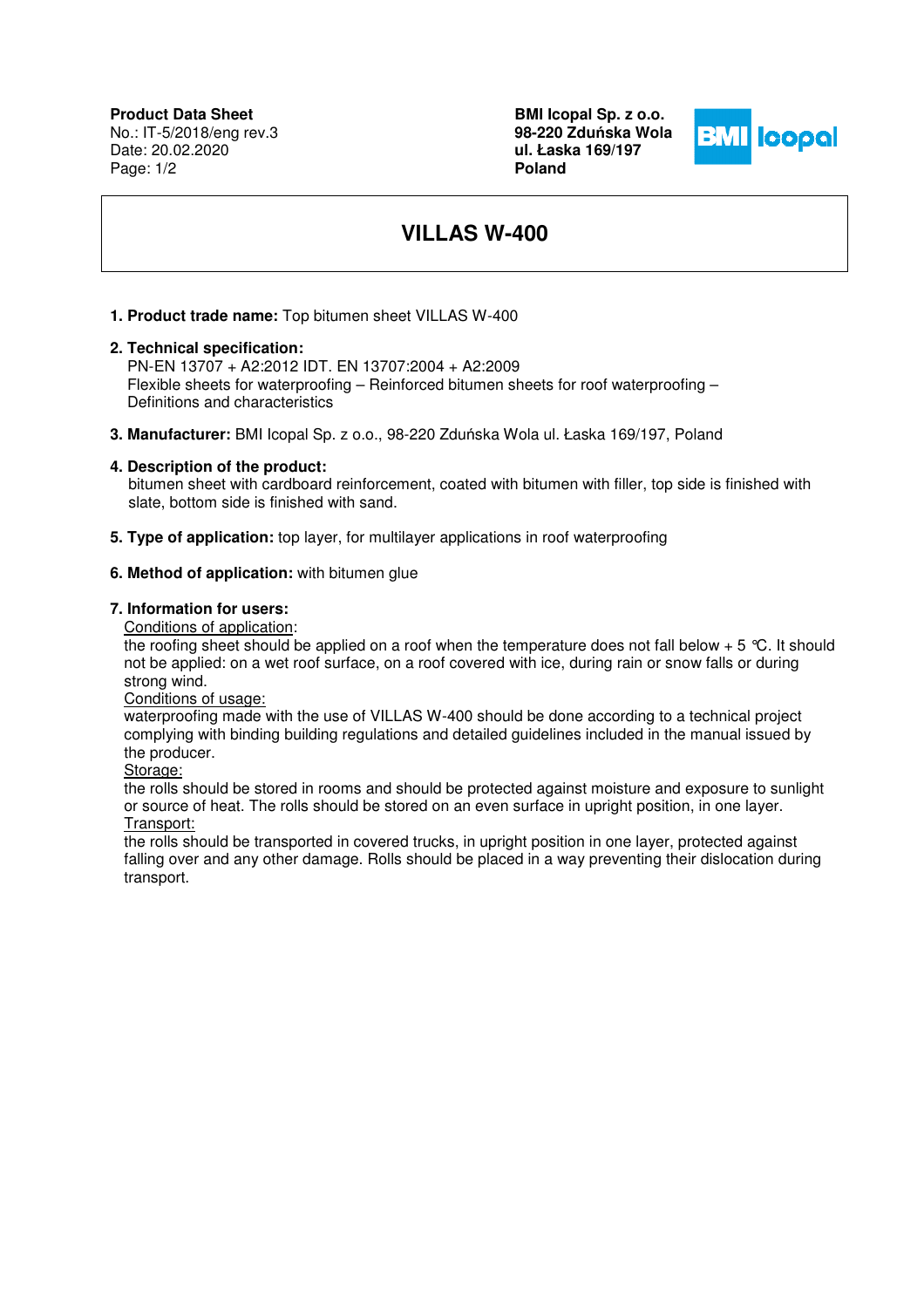**Product Data Sheet**
No.: IT-5/2018/eng rev.3
Date: 20.02.2020

**BMI Icopal Sp. z o.o.**
**98-220 Zduńska Wola**
**ul. Łaska 169/197**
**Poland**

# VILLAS W-400

1. **Product trade name:** Top bitumen sheet VILLAS W-400

2. **Technical specification:**
   PN-EN 13707 + A2:2012 IDT. EN 13707:2004 + A2:2009
   Flexible sheets for waterproofing – Reinforced bitumen sheets for roof waterproofing – Definitions and characteristics

3. **Manufacturer:** BMI Icopal Sp. z o.o., 98-220 Zduńska Wola ul. Łaska 169/197, Poland

4. **Description of the product:**
   bitumen sheet with cardboard reinforcement, coated with bitumen with filler, top side is finished with slate, bottom side is finished with sand.

5. **Type of application:** top layer, for multilayer applications in roof waterproofing

6. **Method of application:** with bitumen glue

7. **Information for users:**

   Conditions of application:
   the roofing sheet should be applied on a roof when the temperature does not fall below + 5 °C. It should not be applied: on a wet roof surface, on a roof covered with ice, during rain or snow falls or during strong wind.

   Conditions of usage:
   waterproofing made with the use of VILLAS W-400 should be done according to a technical project complying with binding building regulations and detailed guidelines included in the manual issued by the producer.

   Storage:
   the rolls should be stored in rooms and should be protected against moisture and exposure to sunlight or source of heat. The rolls should be stored on an even surface in upright position, in one layer.

   Transport:
   the rolls should be transported in covered trucks, in upright position in one layer, protected against falling over and any other damage. Rolls should be placed in a way preventing their dislocation during transport.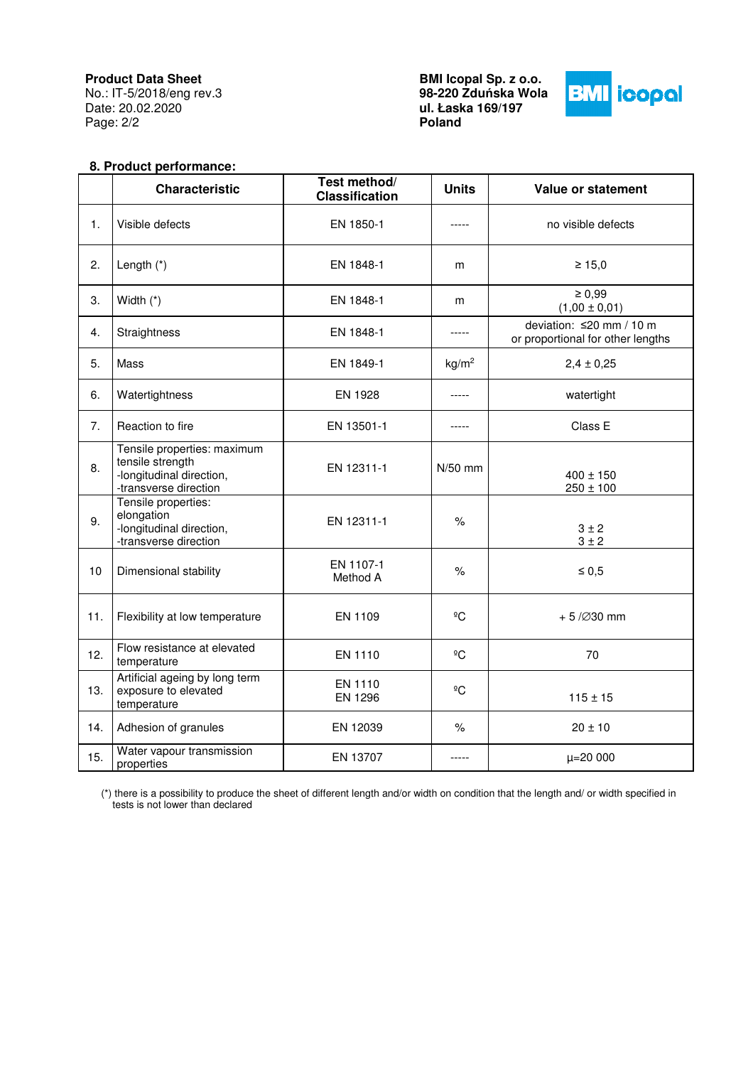**Product Data Sheet**
No.: IT-5/2018/eng rev.3
Date: 20.02.2020
Page: 2/2

**BMI Icopal Sp. z o.o.**
**98-220 Zduńska Wola**
**ul. Łaska 169/197**
**Poland**

## 8. Product performance:

| | Characteristic | Test method/ Classification | Units | Value or statement |
|---|---|---|---|---|
| 1. | Visible defects | EN 1850-1 | ----- | no visible defects |
| 2. | Length (*) | EN 1848-1 | m | ≥ 15,0 |
| 3. | Width (*) | EN 1848-1 | m | ≥ 0,99 (1,00 ± 0,01) |
| 4. | Straightness | EN 1848-1 | ----- | deviation: ≤20 mm / 10 m or proportional for other lengths |
| 5. | Mass | EN 1849-1 | $kg/m^2$ | 2,4 ± 0,25 |
| 6. | Watertightness | EN 1928 | ----- | watertight |
| 7. | Reaction to fire | EN 13501-1 | ----- | Class E |
| 8. | Tensile properties: maximum tensile strength -longitudinal direction, -transverse direction | EN 12311-1 | N/50 mm | 400 ± 150<br>250 ± 100 |
| 9. | Tensile properties: elongation -longitudinal direction, -transverse direction | EN 12311-1 | % | 3 ± 2<br>3 ± 2 |
| 10 | Dimensional stability | EN 1107-1 Method A | % | ≤ 0,5 |
| 11. | Flexibility at low temperature | EN 1109 | ºC | + 5 /∅30 mm |
| 12. | Flow resistance at elevated temperature | EN 1110 | ºC | 70 |
| 13. | Artificial ageing by long term exposure to elevated temperature | EN 1110<br>EN 1296 | ºC | 115 ± 15 |
| 14. | Adhesion of granules | EN 12039 | % | 20 ± 10 |
| 15. | Water vapour transmission properties | EN 13707 | ----- | μ=20 000 |

(*) there is a possibility to produce the sheet of different length and/or width on condition that the length and/ or width specified in tests is not lower than declared